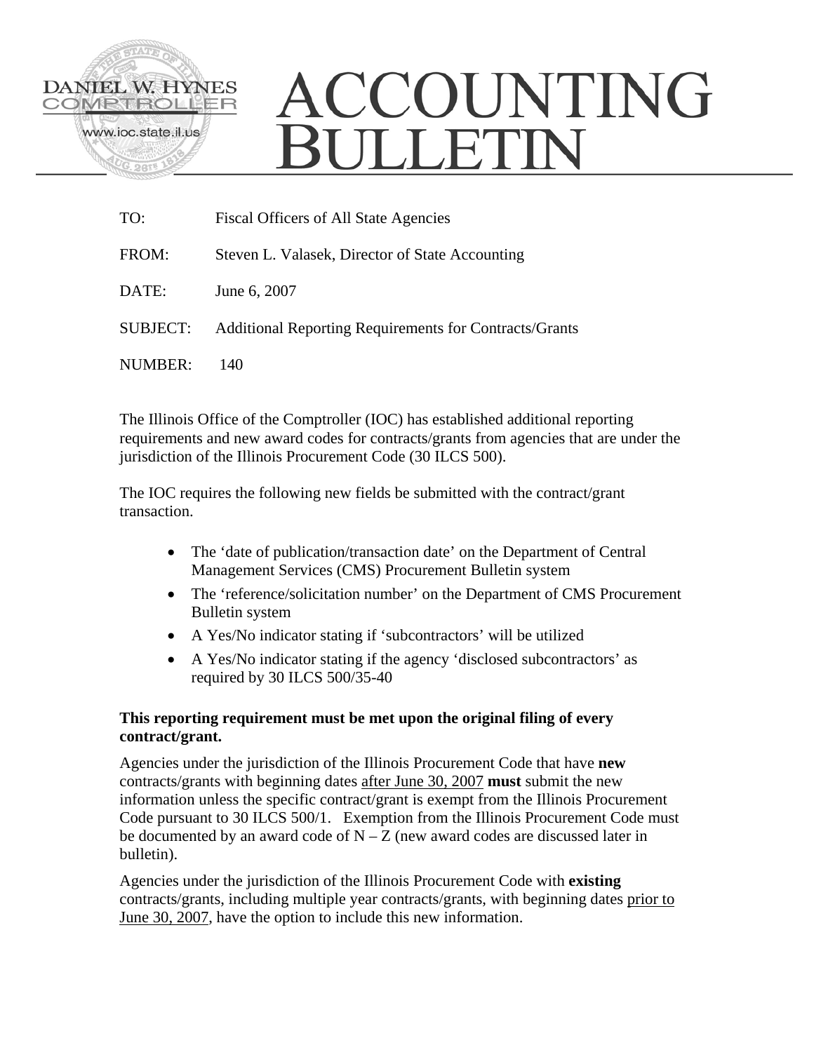DANIEL W. HYNES
COMPTROLLER
www.ioc.state.il.us

# ACCOUNTING BULLETIN

TO: Fiscal Officers of All State Agencies

FROM: Steven L. Valasek, Director of State Accounting

DATE: June 6, 2007

SUBJECT: Additional Reporting Requirements for Contracts/Grants

NUMBER: 140

The Illinois Office of the Comptroller (IOC) has established additional reporting requirements and new award codes for contracts/grants from agencies that are under the jurisdiction of the Illinois Procurement Code (30 ILCS 500).

The IOC requires the following new fields be submitted with the contract/grant transaction.

- The 'date of publication/transaction date' on the Department of Central Management Services (CMS) Procurement Bulletin system
- The 'reference/solicitation number' on the Department of CMS Procurement Bulletin system
- A Yes/No indicator stating if 'subcontractors' will be utilized
- A Yes/No indicator stating if the agency 'disclosed subcontractors' as required by 30 ILCS 500/35-40

**This reporting requirement must be met upon the original filing of every contract/grant.**

Agencies under the jurisdiction of the Illinois Procurement Code that have **new** contracts/grants with beginning dates after June 30, 2007 **must** submit the new information unless the specific contract/grant is exempt from the Illinois Procurement Code pursuant to 30 ILCS 500/1. Exemption from the Illinois Procurement Code must be documented by an award code of N – Z (new award codes are discussed later in bulletin).

Agencies under the jurisdiction of the Illinois Procurement Code with **existing** contracts/grants, including multiple year contracts/grants, with beginning dates prior to June 30, 2007, have the option to include this new information.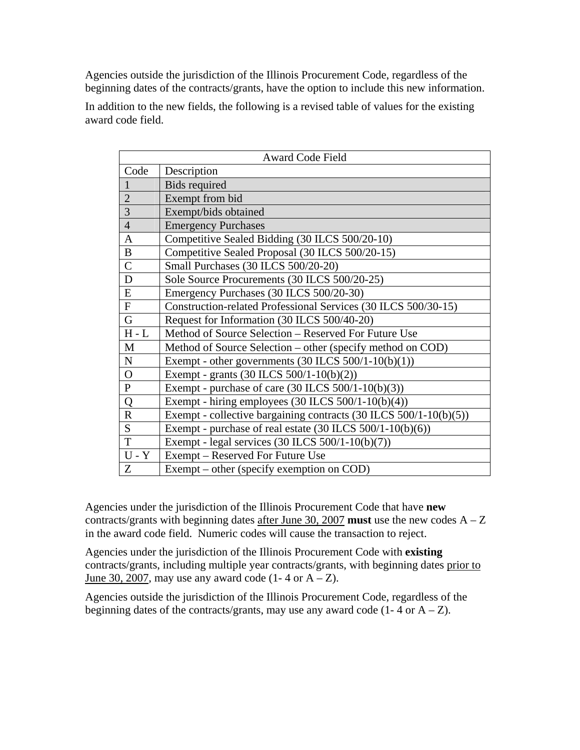Agencies outside the jurisdiction of the Illinois Procurement Code, regardless of the beginning dates of the contracts/grants, have the option to include this new information.

In addition to the new fields, the following is a revised table of values for the existing award code field.

| Award Code Field | |
|---|---|
| Code | Description |
| 1 | Bids required |
| 2 | Exempt from bid |
| 3 | Exempt/bids obtained |
| 4 | Emergency Purchases |
| A | Competitive Sealed Bidding (30 ILCS 500/20-10) |
| B | Competitive Sealed Proposal (30 ILCS 500/20-15) |
| C | Small Purchases (30 ILCS 500/20-20) |
| D | Sole Source Procurements (30 ILCS 500/20-25) |
| E | Emergency Purchases (30 ILCS 500/20-30) |
| F | Construction-related Professional Services (30 ILCS 500/30-15) |
| G | Request for Information (30 ILCS 500/40-20) |
| H - L | Method of Source Selection – Reserved For Future Use |
| M | Method of Source Selection – other (specify method on COD) |
| N | Exempt - other governments (30 ILCS 500/1-10(b)(1)) |
| O | Exempt - grants (30 ILCS 500/1-10(b)(2)) |
| P | Exempt - purchase of care (30 ILCS 500/1-10(b)(3)) |
| Q | Exempt - hiring employees (30 ILCS 500/1-10(b)(4)) |
| R | Exempt - collective bargaining contracts (30 ILCS 500/1-10(b)(5)) |
| S | Exempt - purchase of real estate (30 ILCS 500/1-10(b)(6)) |
| T | Exempt - legal services (30 ILCS 500/1-10(b)(7)) |
| U - Y | Exempt – Reserved For Future Use |
| Z | Exempt – other (specify exemption on COD) |

Agencies under the jurisdiction of the Illinois Procurement Code that have **new** contracts/grants with beginning dates after June 30, 2007 **must** use the new codes A – Z in the award code field. Numeric codes will cause the transaction to reject.

Agencies under the jurisdiction of the Illinois Procurement Code with **existing** contracts/grants, including multiple year contracts/grants, with beginning dates prior to June 30, 2007, may use any award code (1- 4 or A – Z).

Agencies outside the jurisdiction of the Illinois Procurement Code, regardless of the beginning dates of the contracts/grants, may use any award code (1- 4 or A – Z).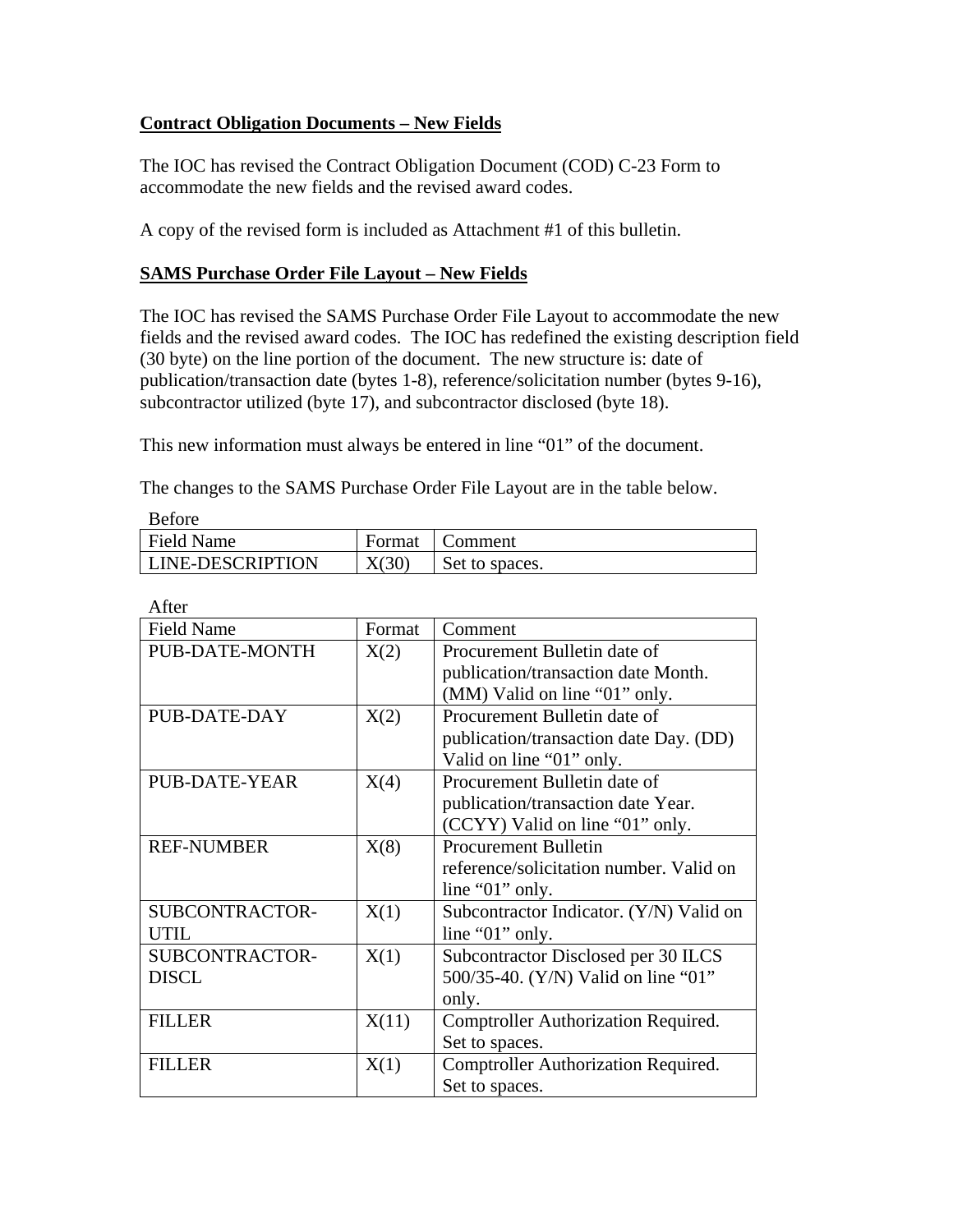## Contract Obligation Documents – New Fields

The IOC has revised the Contract Obligation Document (COD) C-23 Form to accommodate the new fields and the revised award codes.

A copy of the revised form is included as Attachment #1 of this bulletin.

## SAMS Purchase Order File Layout – New Fields

The IOC has revised the SAMS Purchase Order File Layout to accommodate the new fields and the revised award codes. The IOC has redefined the existing description field (30 byte) on the line portion of the document. The new structure is: date of publication/transaction date (bytes 1-8), reference/solicitation number (bytes 9-16), subcontractor utilized (byte 17), and subcontractor disclosed (byte 18).

This new information must always be entered in line "01" of the document.

The changes to the SAMS Purchase Order File Layout are in the table below.

Before

| Field Name | Format | Comment |
|---|---|---|
| LINE-DESCRIPTION | X(30) | Set to spaces. |

After

| Field Name | Format | Comment |
|---|---|---|
| PUB-DATE-MONTH | X(2) | Procurement Bulletin date of publication/transaction date Month. (MM) Valid on line "01" only. |
| PUB-DATE-DAY | X(2) | Procurement Bulletin date of publication/transaction date Day. (DD) Valid on line "01" only. |
| PUB-DATE-YEAR | X(4) | Procurement Bulletin date of publication/transaction date Year. (CCYY) Valid on line "01" only. |
| REF-NUMBER | X(8) | Procurement Bulletin reference/solicitation number. Valid on line "01" only. |
| SUBCONTRACTOR-UTIL | X(1) | Subcontractor Indicator. (Y/N) Valid on line "01" only. |
| SUBCONTRACTOR-DISCL | X(1) | Subcontractor Disclosed per 30 ILCS 500/35-40. (Y/N) Valid on line "01" only. |
| FILLER | X(11) | Comptroller Authorization Required. Set to spaces. |
| FILLER | X(1) | Comptroller Authorization Required. Set to spaces. |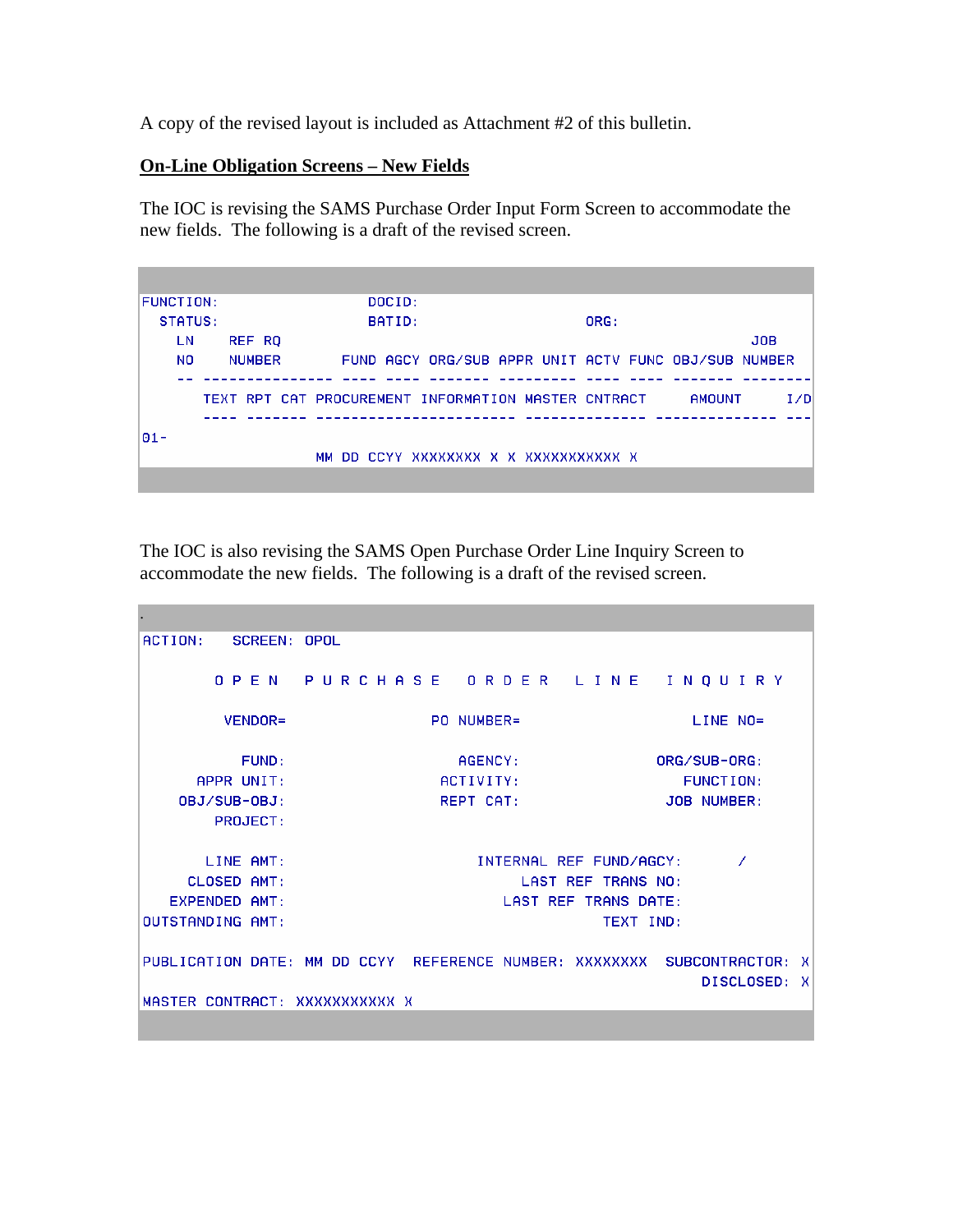A copy of the revised layout is included as Attachment #2 of this bulletin.

**On-Line Obligation Screens – New Fields**

The IOC is revising the SAMS Purchase Order Input Form Screen to accommodate the new fields. The following is a draft of the revised screen.

```
FUNCTION:                    DOCID:
  STATUS:                    BATID:                      ORG:
    LN     REF RQ                                                             JOB
    NO     NUMBER        FUND AGCY ORG/SUB APPR UNIT ACTV FUNC OBJ/SUB NUMBER
    -- --------------- ---- ---- ------- --------- ---- ---- ------- --------
       TEXT RPT CAT PROCUREMENT INFORMATION MASTER CNTRACT      AMOUNT      I/D
       ---- ------- ----------------------- -------------- -------------- ---
01-
                    MM DD CCYY XXXXXXXX X X XXXXXXXXXXX X
```

The IOC is also revising the SAMS Open Purchase Order Line Inquiry Screen to accommodate the new fields. The following is a draft of the revised screen.

```
ACTION:   SCREEN: OPOL

       O P E N   P U R C H A S E   O R D E R   L I N E   I N Q U I R Y

        VENDOR=                   PO NUMBER=                    LINE NO=

          FUND:                     AGENCY:                ORG/SUB-ORG:
     APPR UNIT:                   ACTIVITY:                   FUNCTION:
   OBJ/SUB-OBJ:                   REPT CAT:                 JOB NUMBER:
       PROJECT:

      LINE AMT:                     INTERNAL REF FUND/AGCY:      /
    CLOSED AMT:                         LAST REF TRANS NO:
  EXPENDED AMT:                       LAST REF TRANS DATE:
OUTSTANDING AMT:                                TEXT IND:

PUBLICATION DATE: MM DD CCYY  REFERENCE NUMBER: XXXXXXXX  SUBCONTRACTOR: X
                                                               DISCLOSED: X
MASTER CONTRACT: XXXXXXXXXXX X
```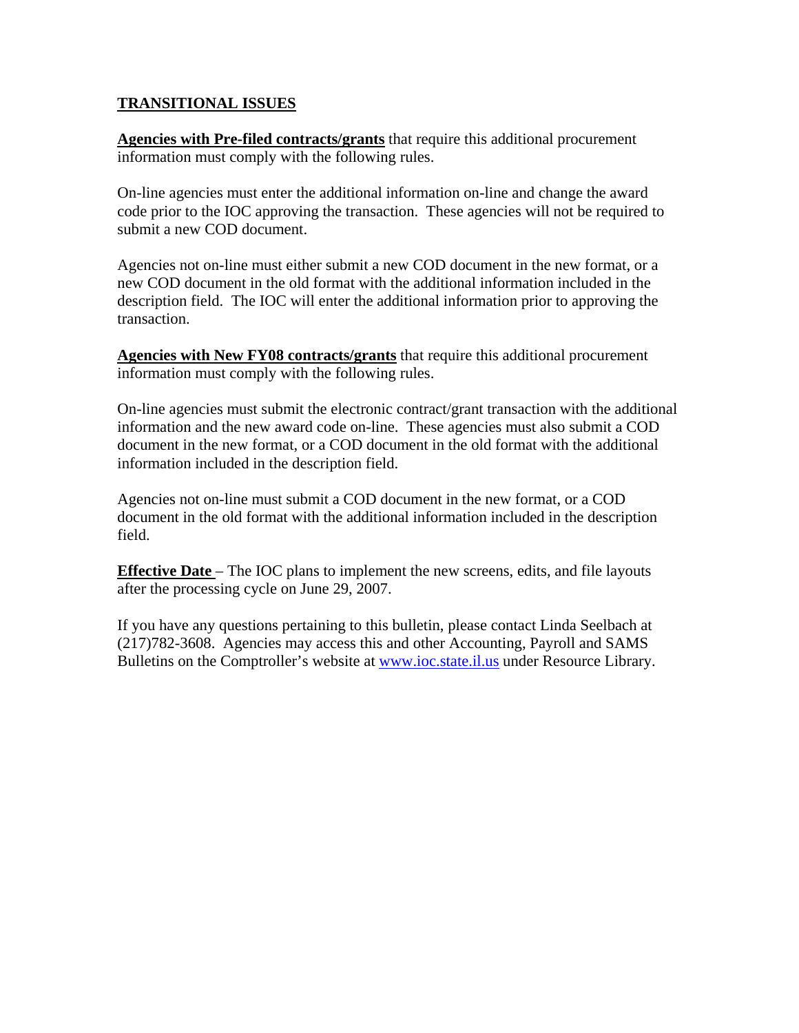## TRANSITIONAL ISSUES

**Agencies with Pre-filed contracts/grants** that require this additional procurement information must comply with the following rules.

On-line agencies must enter the additional information on-line and change the award code prior to the IOC approving the transaction. These agencies will not be required to submit a new COD document.

Agencies not on-line must either submit a new COD document in the new format, or a new COD document in the old format with the additional information included in the description field. The IOC will enter the additional information prior to approving the transaction.

**Agencies with New FY08 contracts/grants** that require this additional procurement information must comply with the following rules.

On-line agencies must submit the electronic contract/grant transaction with the additional information and the new award code on-line. These agencies must also submit a COD document in the new format, or a COD document in the old format with the additional information included in the description field.

Agencies not on-line must submit a COD document in the new format, or a COD document in the old format with the additional information included in the description field.

**Effective Date** – The IOC plans to implement the new screens, edits, and file layouts after the processing cycle on June 29, 2007.

If you have any questions pertaining to this bulletin, please contact Linda Seelbach at (217)782-3608. Agencies may access this and other Accounting, Payroll and SAMS Bulletins on the Comptroller's website at [www.ioc.state.il.us](http://www.ioc.state.il.us) under Resource Library.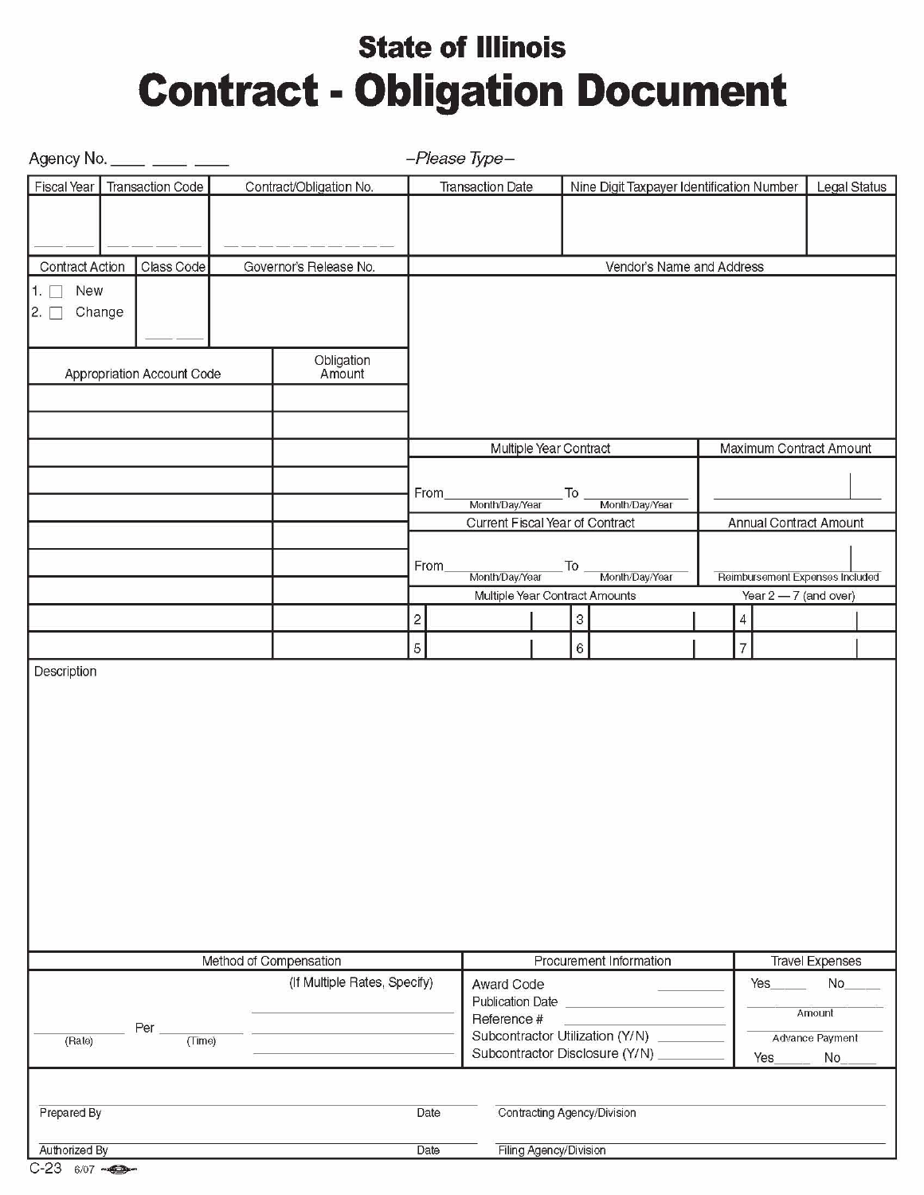# State of Illinois

# Contract - Obligation Document

Agency No. ____ ____ ____

*–Please Type–*

| Fiscal Year | Transaction Code | Contract/Obligation No. | Transaction Date | Nine Digit Taxpayer Identification Number | Legal Status |
|---|---|---|---|---|---|
| ___ ___ | ___ ___ ___ ___ | ___ ___ ___ ___ ___ ___ ___ ___ ___ ___ ___ | | | |

| Contract Action | Class Code | Governor's Release No. | Vendor's Name and Address |
|---|---|---|---|
| 1. ☐ New<br>2. ☐ Change | ___ ___ | | |

| Appropriation Account Code | Obligation Amount |
|---|---|
| | |
| | |
| | |
| | |
| | |
| | |
| | |
| | |
| | |
| | |

**Multiple Year Contract**

From ______________ To ______________
(Month/Day/Year) (Month/Day/Year)

**Maximum Contract Amount**

______________

**Current Fiscal Year of Contract**

From ______________ To ______________
(Month/Day/Year) (Month/Day/Year)

**Annual Contract Amount**

______________

Reimbursement Expenses Included

**Multiple Year Contract Amounts** — Year 2 — 7 (and over)

| | | | | | |
|---|---|---|---|---|---|
| 2 | | 3 | | 4 | |
| 5 | | 6 | | 7 | |

**Description**

| Method of Compensation | Procurement Information | Travel Expenses |
|---|---|---|
| ________ Per ________<br>(Rate) (Time)<br><br>(If Multiple Rates, Specify)<br>______________<br>______________<br>______________ | Award Code ________<br>Publication Date ________<br>Reference # ________<br>Subcontractor Utilization (Y/N) ________<br>Subcontractor Disclosure (Y/N) ________ | Yes_____ No_____<br>______________<br>Amount<br>______________<br>Advance Payment<br>Yes_____ No_____ |

Prepared By ______________ Date ______________ Contracting Agency/Division ______________

Authorized By ______________ Date ______________ Filing Agency/Division ______________

C-23 6/07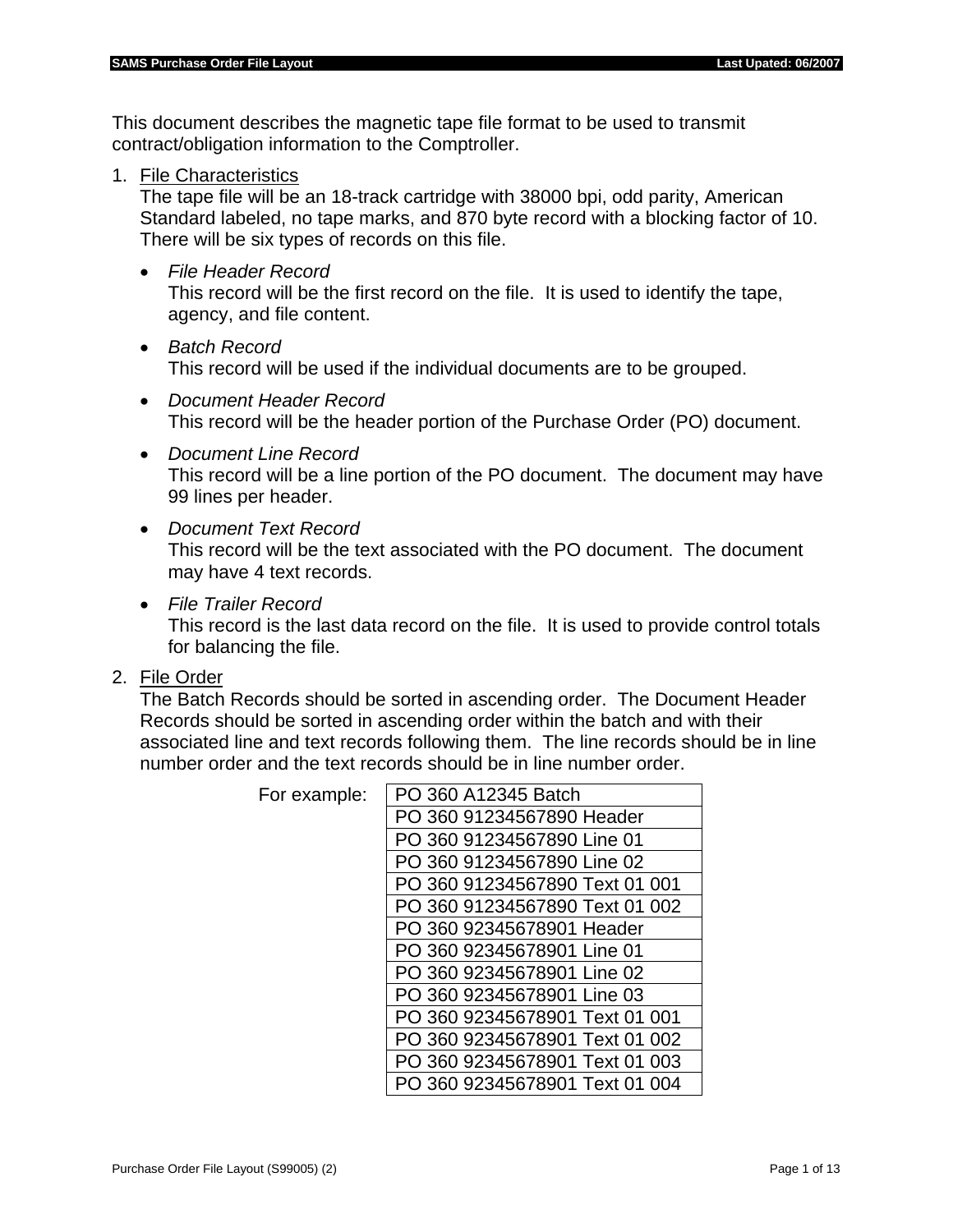This document describes the magnetic tape file format to be used to transmit contract/obligation information to the Comptroller.

1. File Characteristics
   The tape file will be an 18-track cartridge with 38000 bpi, odd parity, American Standard labeled, no tape marks, and 870 byte record with a blocking factor of 10. There will be six types of records on this file.

   - *File Header Record*
     This record will be the first record on the file. It is used to identify the tape, agency, and file content.

   - *Batch Record*
     This record will be used if the individual documents are to be grouped.

   - *Document Header Record*
     This record will be the header portion of the Purchase Order (PO) document.

   - *Document Line Record*
     This record will be a line portion of the PO document. The document may have 99 lines per header.

   - *Document Text Record*
     This record will be the text associated with the PO document. The document may have 4 text records.

   - *File Trailer Record*
     This record is the last data record on the file. It is used to provide control totals for balancing the file.

2. File Order
   The Batch Records should be sorted in ascending order. The Document Header Records should be sorted in ascending order within the batch and with their associated line and text records following them. The line records should be in line number order and the text records should be in line number order.

For example:

| PO 360 A12345 Batch |
|---|
| PO 360 91234567890 Header |
| PO 360 91234567890 Line 01 |
| PO 360 91234567890 Line 02 |
| PO 360 91234567890 Text 01 001 |
| PO 360 91234567890 Text 01 002 |
| PO 360 92345678901 Header |
| PO 360 92345678901 Line 01 |
| PO 360 92345678901 Line 02 |
| PO 360 92345678901 Line 03 |
| PO 360 92345678901 Text 01 001 |
| PO 360 92345678901 Text 01 002 |
| PO 360 92345678901 Text 01 003 |
| PO 360 92345678901 Text 01 004 |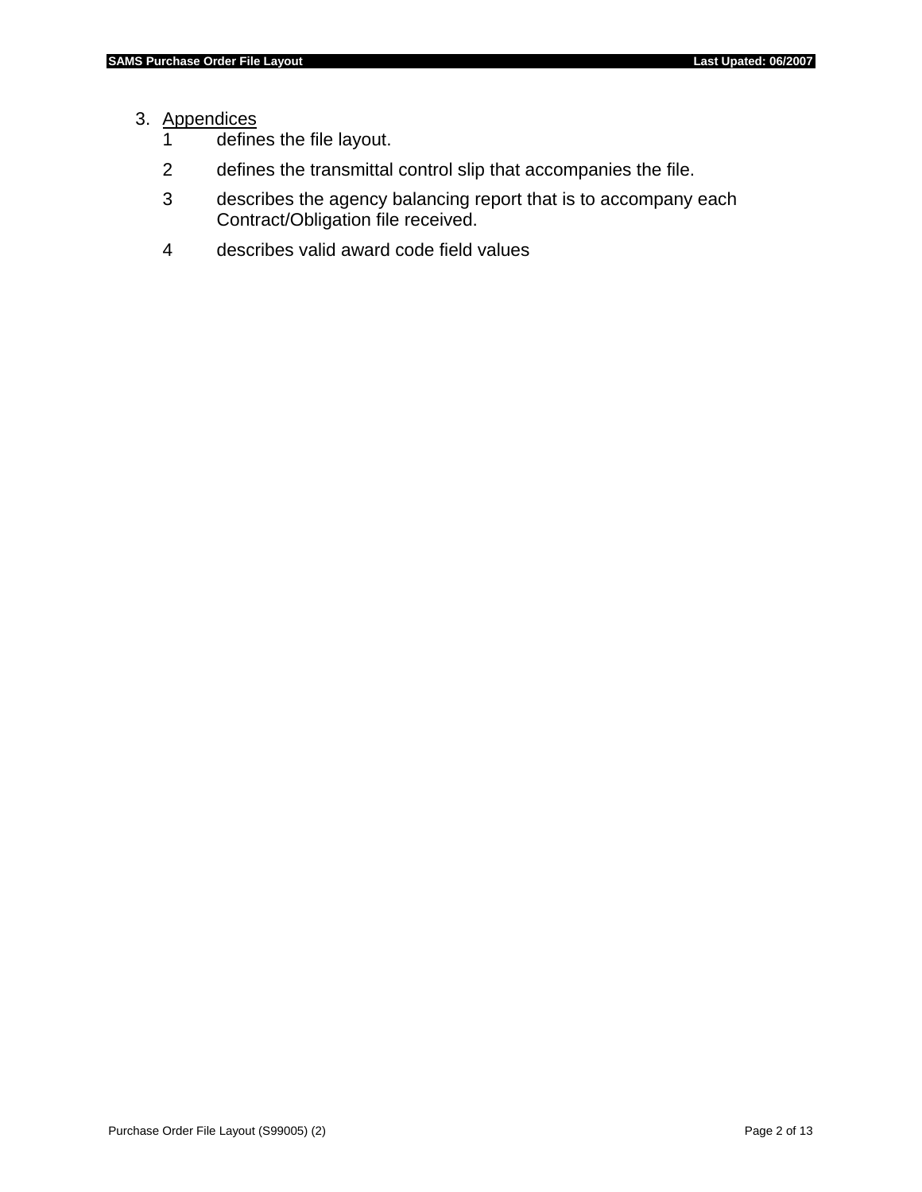3. <u>Appendices</u>

   1 defines the file layout.

   2 defines the transmittal control slip that accompanies the file.

   3 describes the agency balancing report that is to accompany each Contract/Obligation file received.

   4 describes valid award code field values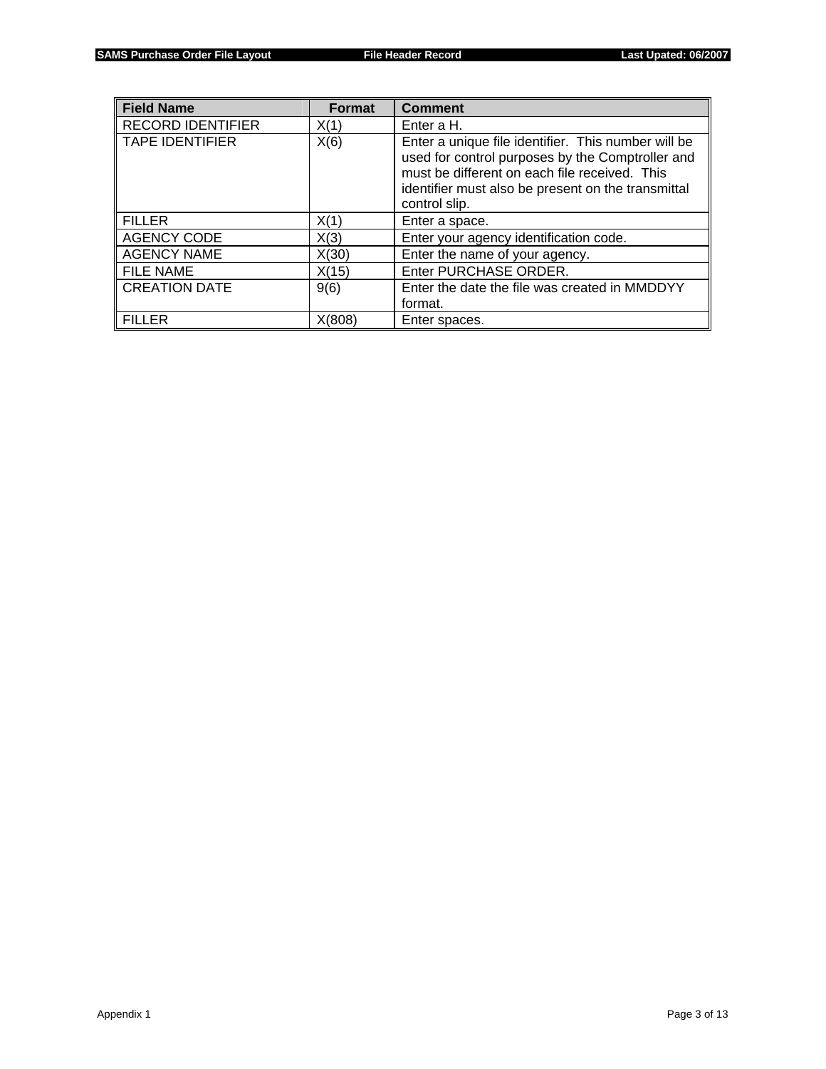| Field Name | Format | Comment |
| --- | --- | --- |
| RECORD IDENTIFIER | X(1) | Enter a H. |
| TAPE IDENTIFIER | X(6) | Enter a unique file identifier.  This number will be used for control purposes by the Comptroller and must be different on each file received.  This identifier must also be present on the transmittal control slip. |
| FILLER | X(1) | Enter a space. |
| AGENCY CODE | X(3) | Enter your agency identification code. |
| AGENCY NAME | X(30) | Enter the name of your agency. |
| FILE NAME | X(15) | Enter PURCHASE ORDER. |
| CREATION DATE | 9(6) | Enter the date the file was created in MMDDYY format. |
| FILLER | X(808) | Enter spaces. |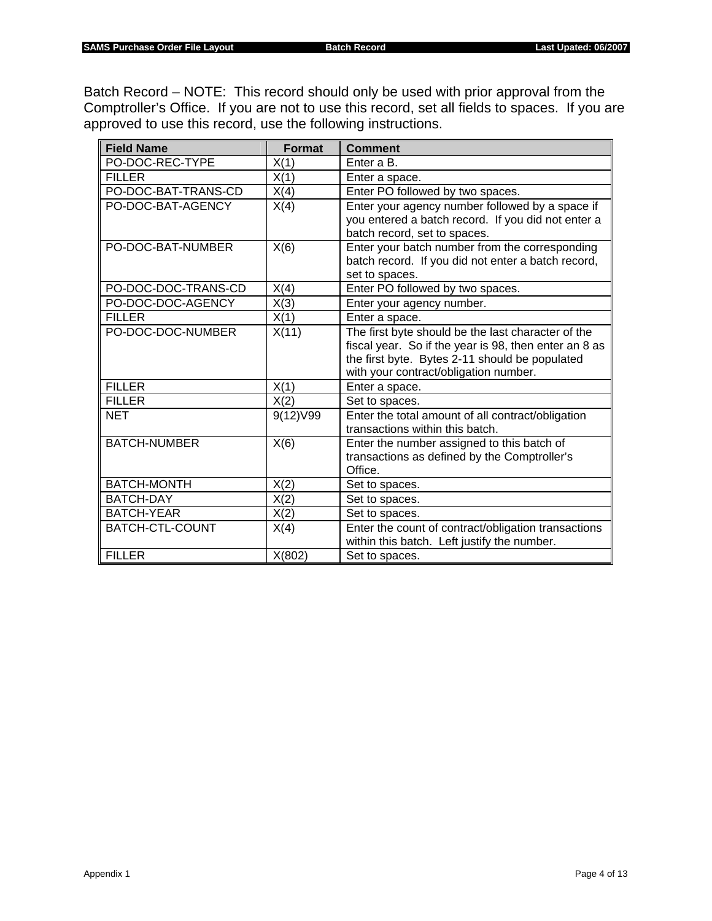Batch Record – NOTE: This record should only be used with prior approval from the Comptroller's Office. If you are not to use this record, set all fields to spaces. If you are approved to use this record, use the following instructions.

| Field Name | Format | Comment |
|---|---|---|
| PO-DOC-REC-TYPE | X(1) | Enter a B. |
| FILLER | X(1) | Enter a space. |
| PO-DOC-BAT-TRANS-CD | X(4) | Enter PO followed by two spaces. |
| PO-DOC-BAT-AGENCY | X(4) | Enter your agency number followed by a space if you entered a batch record. If you did not enter a batch record, set to spaces. |
| PO-DOC-BAT-NUMBER | X(6) | Enter your batch number from the corresponding batch record. If you did not enter a batch record, set to spaces. |
| PO-DOC-DOC-TRANS-CD | X(4) | Enter PO followed by two spaces. |
| PO-DOC-DOC-AGENCY | X(3) | Enter your agency number. |
| FILLER | X(1) | Enter a space. |
| PO-DOC-DOC-NUMBER | X(11) | The first byte should be the last character of the fiscal year. So if the year is 98, then enter an 8 as the first byte. Bytes 2-11 should be populated with your contract/obligation number. |
| FILLER | X(1) | Enter a space. |
| FILLER | X(2) | Set to spaces. |
| NET | 9(12)V99 | Enter the total amount of all contract/obligation transactions within this batch. |
| BATCH-NUMBER | X(6) | Enter the number assigned to this batch of transactions as defined by the Comptroller's Office. |
| BATCH-MONTH | X(2) | Set to spaces. |
| BATCH-DAY | X(2) | Set to spaces. |
| BATCH-YEAR | X(2) | Set to spaces. |
| BATCH-CTL-COUNT | X(4) | Enter the count of contract/obligation transactions within this batch. Left justify the number. |
| FILLER | X(802) | Set to spaces. |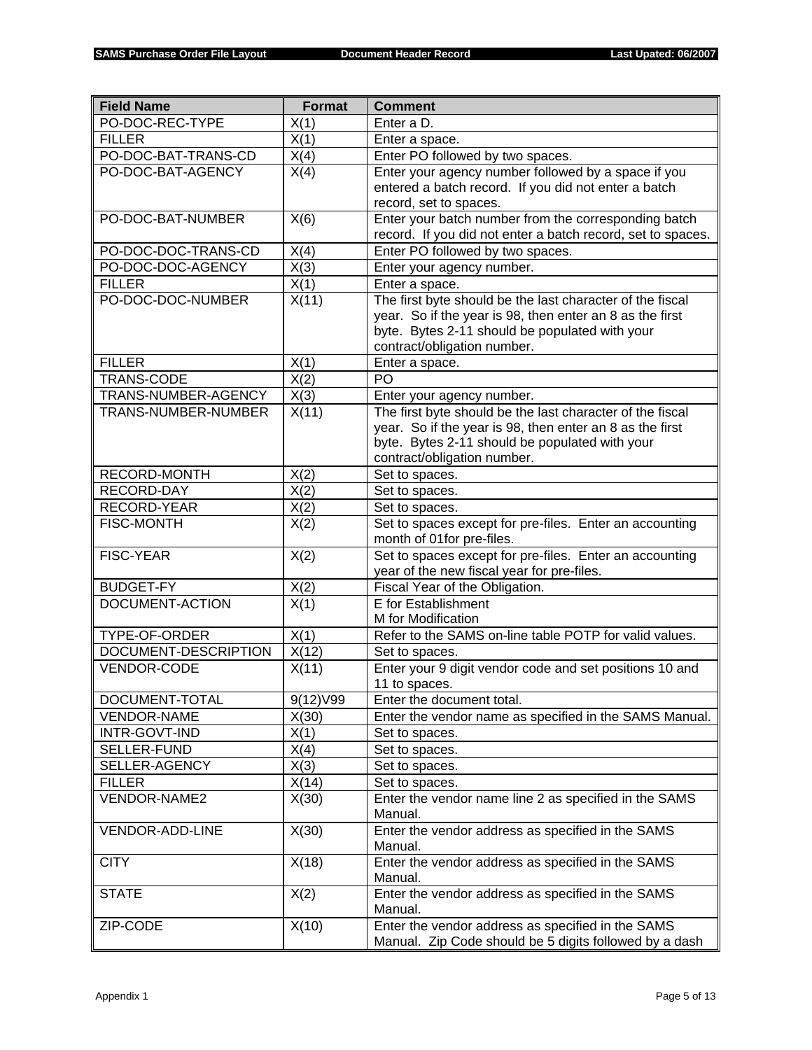| Field Name | Format | Comment |
| --- | --- | --- |
| PO-DOC-REC-TYPE | X(1) | Enter a D. |
| FILLER | X(1) | Enter a space. |
| PO-DOC-BAT-TRANS-CD | X(4) | Enter PO followed by two spaces. |
| PO-DOC-BAT-AGENCY | X(4) | Enter your agency number followed by a space if you entered a batch record. If you did not enter a batch record, set to spaces. |
| PO-DOC-BAT-NUMBER | X(6) | Enter your batch number from the corresponding batch record. If you did not enter a batch record, set to spaces. |
| PO-DOC-DOC-TRANS-CD | X(4) | Enter PO followed by two spaces. |
| PO-DOC-DOC-AGENCY | X(3) | Enter your agency number. |
| FILLER | X(1) | Enter a space. |
| PO-DOC-DOC-NUMBER | X(11) | The first byte should be the last character of the fiscal year. So if the year is 98, then enter an 8 as the first byte. Bytes 2-11 should be populated with your contract/obligation number. |
| FILLER | X(1) | Enter a space. |
| TRANS-CODE | X(2) | PO |
| TRANS-NUMBER-AGENCY | X(3) | Enter your agency number. |
| TRANS-NUMBER-NUMBER | X(11) | The first byte should be the last character of the fiscal year. So if the year is 98, then enter an 8 as the first byte. Bytes 2-11 should be populated with your contract/obligation number. |
| RECORD-MONTH | X(2) | Set to spaces. |
| RECORD-DAY | X(2) | Set to spaces. |
| RECORD-YEAR | X(2) | Set to spaces. |
| FISC-MONTH | X(2) | Set to spaces except for pre-files. Enter an accounting month of 01for pre-files. |
| FISC-YEAR | X(2) | Set to spaces except for pre-files. Enter an accounting year of the new fiscal year for pre-files. |
| BUDGET-FY | X(2) | Fiscal Year of the Obligation. |
| DOCUMENT-ACTION | X(1) | E for Establishment<br>M for Modification |
| TYPE-OF-ORDER | X(1) | Refer to the SAMS on-line table POTP for valid values. |
| DOCUMENT-DESCRIPTION | X(12) | Set to spaces. |
| VENDOR-CODE | X(11) | Enter your 9 digit vendor code and set positions 10 and 11 to spaces. |
| DOCUMENT-TOTAL | 9(12)V99 | Enter the document total. |
| VENDOR-NAME | X(30) | Enter the vendor name as specified in the SAMS Manual. |
| INTR-GOVT-IND | X(1) | Set to spaces. |
| SELLER-FUND | X(4) | Set to spaces. |
| SELLER-AGENCY | X(3) | Set to spaces. |
| FILLER | X(14) | Set to spaces. |
| VENDOR-NAME2 | X(30) | Enter the vendor name line 2 as specified in the SAMS Manual. |
| VENDOR-ADD-LINE | X(30) | Enter the vendor address as specified in the SAMS Manual. |
| CITY | X(18) | Enter the vendor address as specified in the SAMS Manual. |
| STATE | X(2) | Enter the vendor address as specified in the SAMS Manual. |
| ZIP-CODE | X(10) | Enter the vendor address as specified in the SAMS Manual. Zip Code should be 5 digits followed by a dash |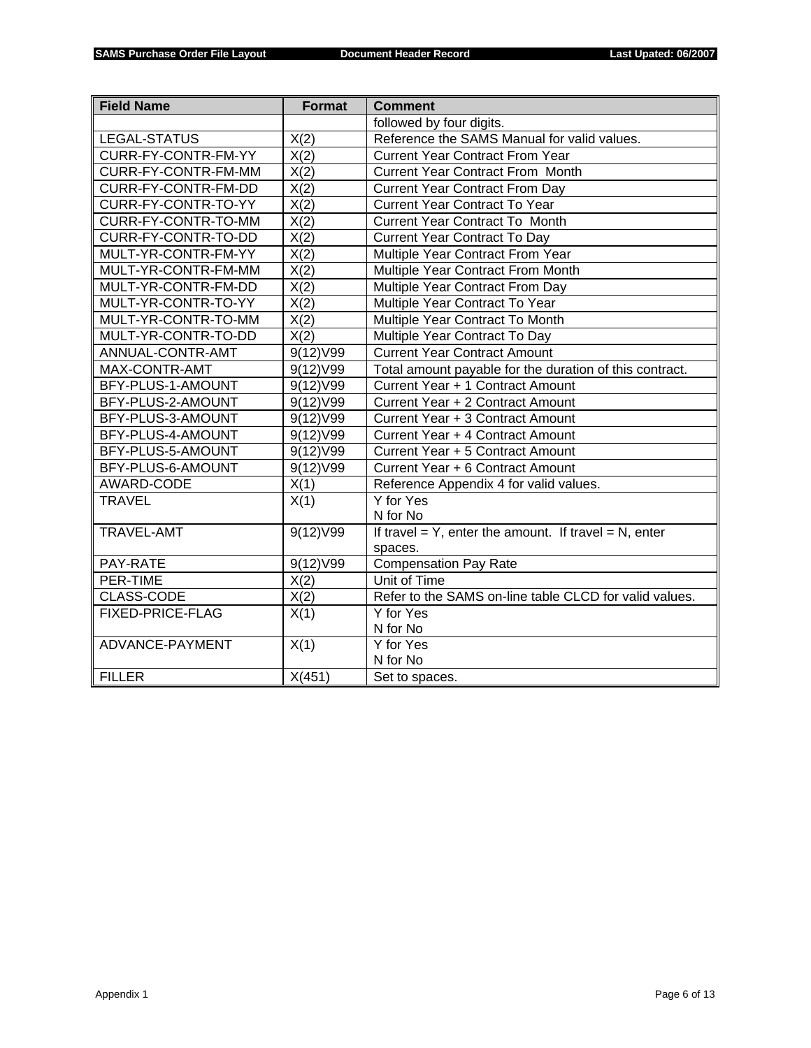| Field Name | Format | Comment |
|---|---|---|
| | | followed by four digits. |
| LEGAL-STATUS | X(2) | Reference the SAMS Manual for valid values. |
| CURR-FY-CONTR-FM-YY | X(2) | Current Year Contract From Year |
| CURR-FY-CONTR-FM-MM | X(2) | Current Year Contract From Month |
| CURR-FY-CONTR-FM-DD | X(2) | Current Year Contract From Day |
| CURR-FY-CONTR-TO-YY | X(2) | Current Year Contract To Year |
| CURR-FY-CONTR-TO-MM | X(2) | Current Year Contract To Month |
| CURR-FY-CONTR-TO-DD | X(2) | Current Year Contract To Day |
| MULT-YR-CONTR-FM-YY | X(2) | Multiple Year Contract From Year |
| MULT-YR-CONTR-FM-MM | X(2) | Multiple Year Contract From Month |
| MULT-YR-CONTR-FM-DD | X(2) | Multiple Year Contract From Day |
| MULT-YR-CONTR-TO-YY | X(2) | Multiple Year Contract To Year |
| MULT-YR-CONTR-TO-MM | X(2) | Multiple Year Contract To Month |
| MULT-YR-CONTR-TO-DD | X(2) | Multiple Year Contract To Day |
| ANNUAL-CONTR-AMT | 9(12)V99 | Current Year Contract Amount |
| MAX-CONTR-AMT | 9(12)V99 | Total amount payable for the duration of this contract. |
| BFY-PLUS-1-AMOUNT | 9(12)V99 | Current Year + 1 Contract Amount |
| BFY-PLUS-2-AMOUNT | 9(12)V99 | Current Year + 2 Contract Amount |
| BFY-PLUS-3-AMOUNT | 9(12)V99 | Current Year + 3 Contract Amount |
| BFY-PLUS-4-AMOUNT | 9(12)V99 | Current Year + 4 Contract Amount |
| BFY-PLUS-5-AMOUNT | 9(12)V99 | Current Year + 5 Contract Amount |
| BFY-PLUS-6-AMOUNT | 9(12)V99 | Current Year + 6 Contract Amount |
| AWARD-CODE | X(1) | Reference Appendix 4 for valid values. |
| TRAVEL | X(1) | Y for Yes<br>N for No |
| TRAVEL-AMT | 9(12)V99 | If travel = Y, enter the amount. If travel = N, enter spaces. |
| PAY-RATE | 9(12)V99 | Compensation Pay Rate |
| PER-TIME | X(2) | Unit of Time |
| CLASS-CODE | X(2) | Refer to the SAMS on-line table CLCD for valid values. |
| FIXED-PRICE-FLAG | X(1) | Y for Yes<br>N for No |
| ADVANCE-PAYMENT | X(1) | Y for Yes<br>N for No |
| FILLER | X(451) | Set to spaces. |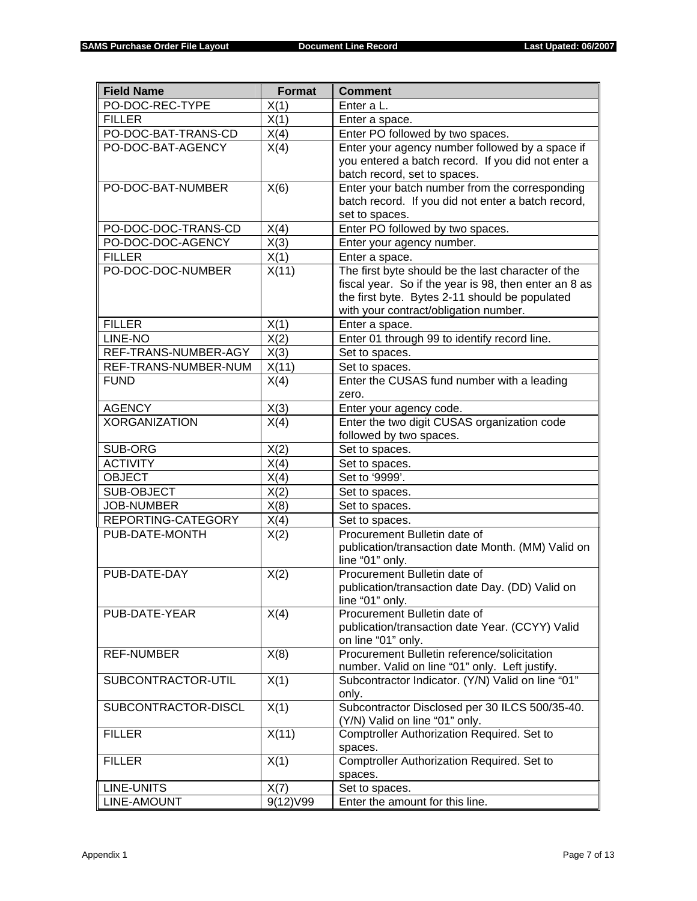| Field Name | Format | Comment |
|---|---|---|
| PO-DOC-REC-TYPE | X(1) | Enter a L. |
| FILLER | X(1) | Enter a space. |
| PO-DOC-BAT-TRANS-CD | X(4) | Enter PO followed by two spaces. |
| PO-DOC-BAT-AGENCY | X(4) | Enter your agency number followed by a space if you entered a batch record. If you did not enter a batch record, set to spaces. |
| PO-DOC-BAT-NUMBER | X(6) | Enter your batch number from the corresponding batch record. If you did not enter a batch record, set to spaces. |
| PO-DOC-DOC-TRANS-CD | X(4) | Enter PO followed by two spaces. |
| PO-DOC-DOC-AGENCY | X(3) | Enter your agency number. |
| FILLER | X(1) | Enter a space. |
| PO-DOC-DOC-NUMBER | X(11) | The first byte should be the last character of the fiscal year. So if the year is 98, then enter an 8 as the first byte. Bytes 2-11 should be populated with your contract/obligation number. |
| FILLER | X(1) | Enter a space. |
| LINE-NO | X(2) | Enter 01 through 99 to identify record line. |
| REF-TRANS-NUMBER-AGY | X(3) | Set to spaces. |
| REF-TRANS-NUMBER-NUM | X(11) | Set to spaces. |
| FUND | X(4) | Enter the CUSAS fund number with a leading zero. |
| AGENCY | X(3) | Enter your agency code. |
| XORGANIZATION | X(4) | Enter the two digit CUSAS organization code followed by two spaces. |
| SUB-ORG | X(2) | Set to spaces. |
| ACTIVITY | X(4) | Set to spaces. |
| OBJECT | X(4) | Set to '9999'. |
| SUB-OBJECT | X(2) | Set to spaces. |
| JOB-NUMBER | X(8) | Set to spaces. |
| REPORTING-CATEGORY | X(4) | Set to spaces. |
| PUB-DATE-MONTH | X(2) | Procurement Bulletin date of publication/transaction date Month. (MM) Valid on line "01" only. |
| PUB-DATE-DAY | X(2) | Procurement Bulletin date of publication/transaction date Day. (DD) Valid on line "01" only. |
| PUB-DATE-YEAR | X(4) | Procurement Bulletin date of publication/transaction date Year. (CCYY) Valid on line "01" only. |
| REF-NUMBER | X(8) | Procurement Bulletin reference/solicitation number. Valid on line "01" only. Left justify. |
| SUBCONTRACTOR-UTIL | X(1) | Subcontractor Indicator. (Y/N) Valid on line "01" only. |
| SUBCONTRACTOR-DISCL | X(1) | Subcontractor Disclosed per 30 ILCS 500/35-40. (Y/N) Valid on line "01" only. |
| FILLER | X(11) | Comptroller Authorization Required. Set to spaces. |
| FILLER | X(1) | Comptroller Authorization Required. Set to spaces. |
| LINE-UNITS | X(7) | Set to spaces. |
| LINE-AMOUNT | 9(12)V99 | Enter the amount for this line. |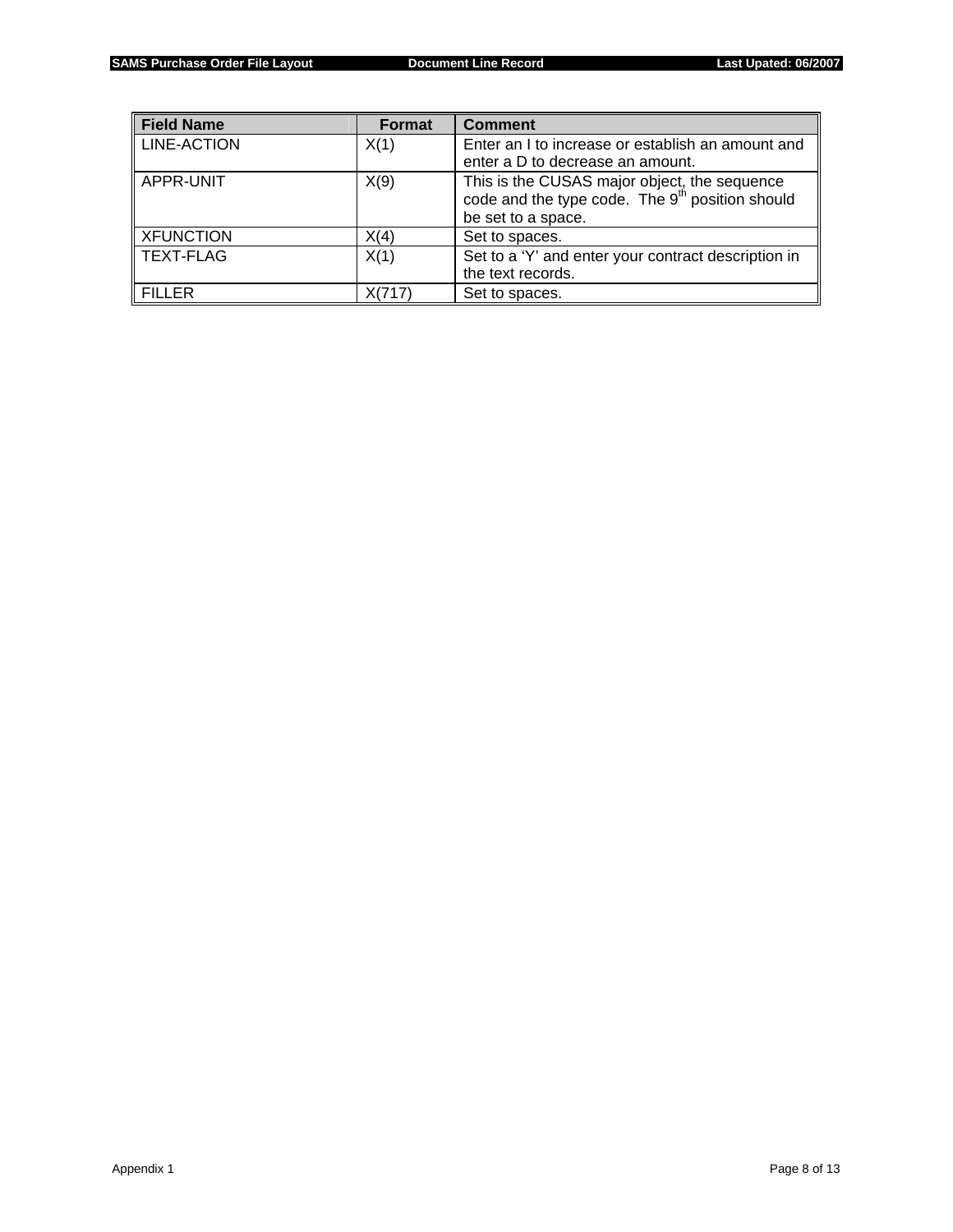| Field Name | Format | Comment |
| --- | --- | --- |
| LINE-ACTION | X(1) | Enter an I to increase or establish an amount and enter a D to decrease an amount. |
| APPR-UNIT | X(9) | This is the CUSAS major object, the sequence code and the type code. The 9th position should be set to a space. |
| XFUNCTION | X(4) | Set to spaces. |
| TEXT-FLAG | X(1) | Set to a ‘Y’ and enter your contract description in the text records. |
| FILLER | X(717) | Set to spaces. |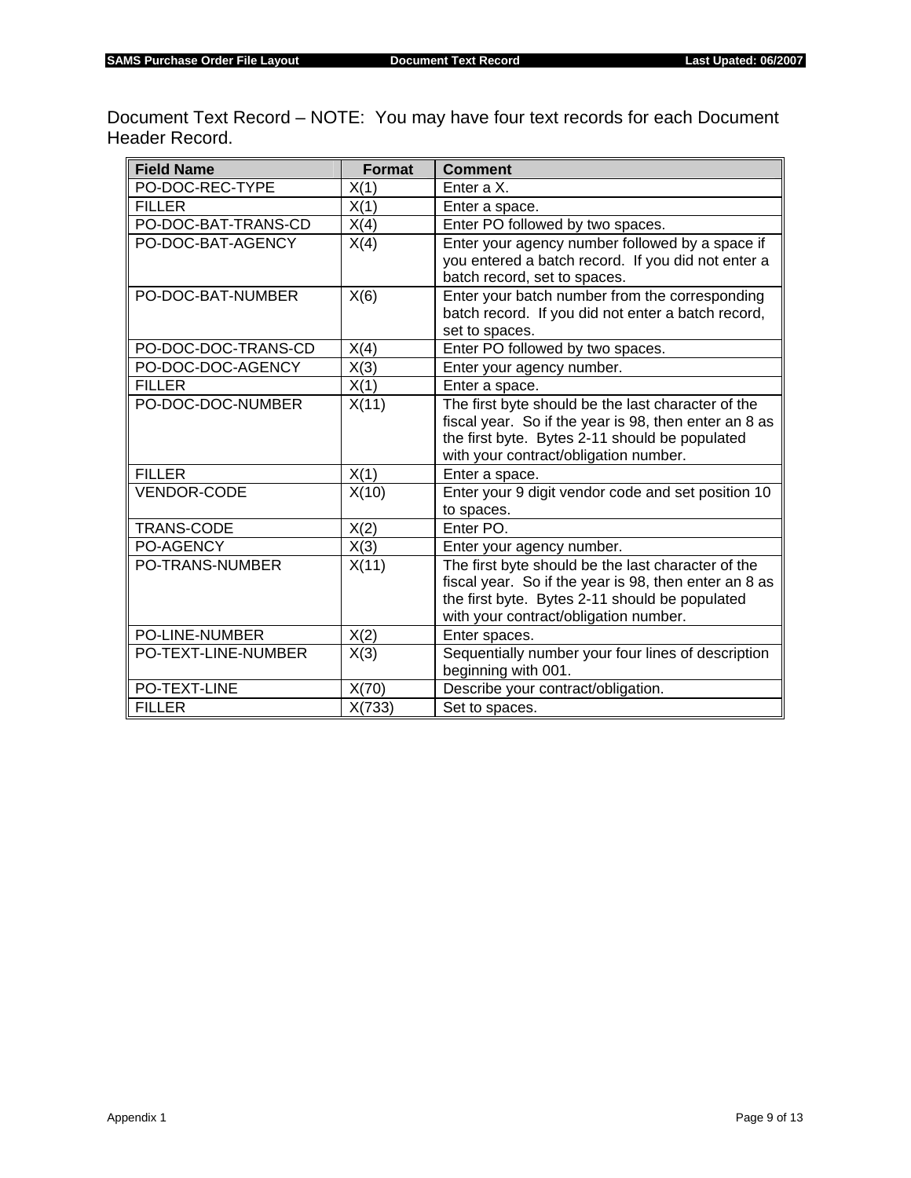Document Text Record – NOTE:  You may have four text records for each Document Header Record.

| Field Name | Format | Comment |
| --- | --- | --- |
| PO-DOC-REC-TYPE | X(1) | Enter a X. |
| FILLER | X(1) | Enter a space. |
| PO-DOC-BAT-TRANS-CD | X(4) | Enter PO followed by two spaces. |
| PO-DOC-BAT-AGENCY | X(4) | Enter your agency number followed by a space if you entered a batch record.  If you did not enter a batch record, set to spaces. |
| PO-DOC-BAT-NUMBER | X(6) | Enter your batch number from the corresponding batch record.  If you did not enter a batch record, set to spaces. |
| PO-DOC-DOC-TRANS-CD | X(4) | Enter PO followed by two spaces. |
| PO-DOC-DOC-AGENCY | X(3) | Enter your agency number. |
| FILLER | X(1) | Enter a space. |
| PO-DOC-DOC-NUMBER | X(11) | The first byte should be the last character of the fiscal year.  So if the year is 98, then enter an 8 as the first byte.  Bytes 2-11 should be populated with your contract/obligation number. |
| FILLER | X(1) | Enter a space. |
| VENDOR-CODE | X(10) | Enter your 9 digit vendor code and set position 10 to spaces. |
| TRANS-CODE | X(2) | Enter PO. |
| PO-AGENCY | X(3) | Enter your agency number. |
| PO-TRANS-NUMBER | X(11) | The first byte should be the last character of the fiscal year.  So if the year is 98, then enter an 8 as the first byte.  Bytes 2-11 should be populated with your contract/obligation number. |
| PO-LINE-NUMBER | X(2) | Enter spaces. |
| PO-TEXT-LINE-NUMBER | X(3) | Sequentially number your four lines of description beginning with 001. |
| PO-TEXT-LINE | X(70) | Describe your contract/obligation. |
| FILLER | X(733) | Set to spaces. |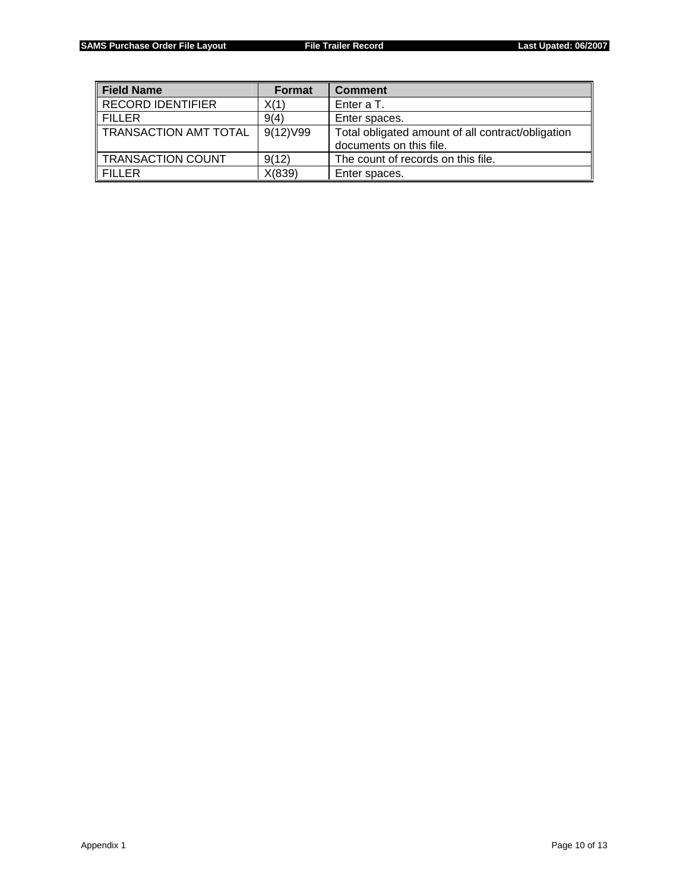| Field Name | Format | Comment |
| --- | --- | --- |
| RECORD IDENTIFIER | X(1) | Enter a T. |
| FILLER | 9(4) | Enter spaces. |
| TRANSACTION AMT TOTAL | 9(12)V99 | Total obligated amount of all contract/obligation documents on this file. |
| TRANSACTION COUNT | 9(12) | The count of records on this file. |
| FILLER | X(839) | Enter spaces. |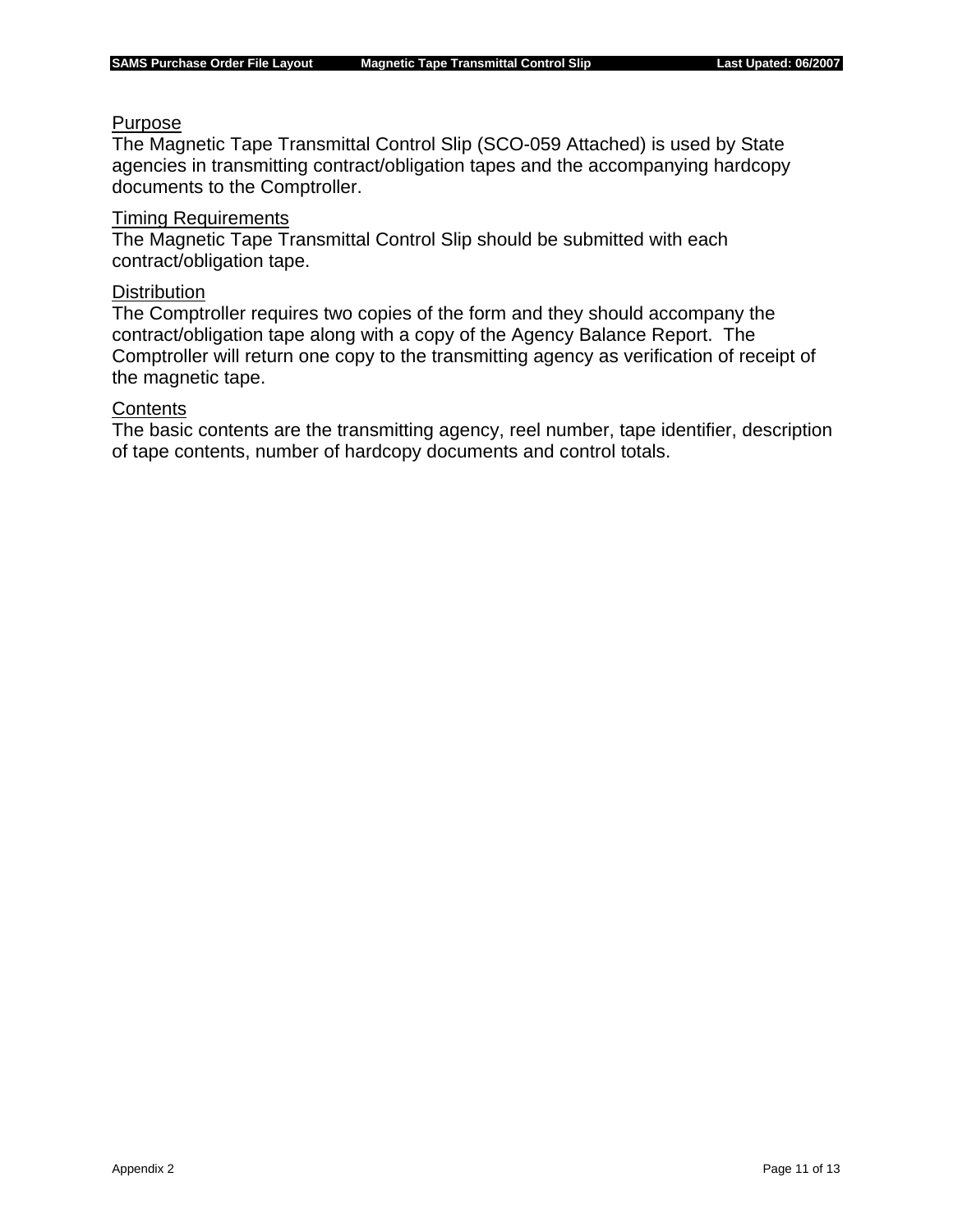## Purpose

The Magnetic Tape Transmittal Control Slip (SCO-059 Attached) is used by State agencies in transmitting contract/obligation tapes and the accompanying hardcopy documents to the Comptroller.

## Timing Requirements

The Magnetic Tape Transmittal Control Slip should be submitted with each contract/obligation tape.

## Distribution

The Comptroller requires two copies of the form and they should accompany the contract/obligation tape along with a copy of the Agency Balance Report. The Comptroller will return one copy to the transmitting agency as verification of receipt of the magnetic tape.

## Contents

The basic contents are the transmitting agency, reel number, tape identifier, description of tape contents, number of hardcopy documents and control totals.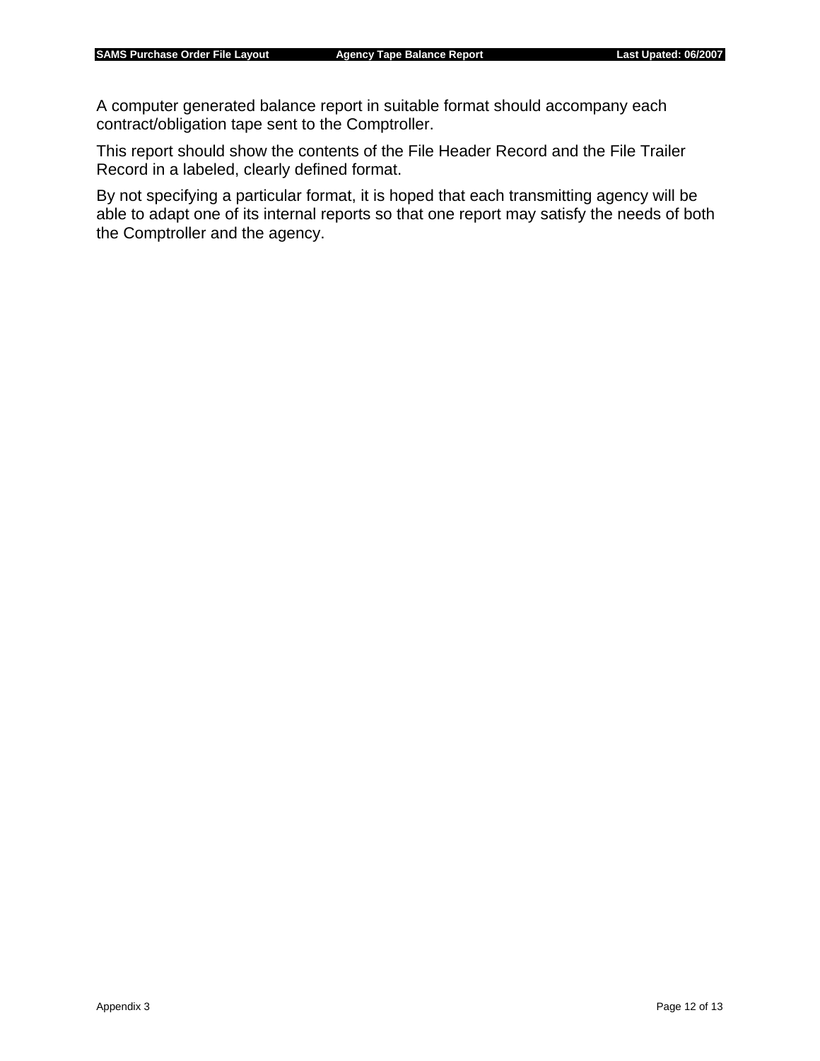A computer generated balance report in suitable format should accompany each contract/obligation tape sent to the Comptroller.

This report should show the contents of the File Header Record and the File Trailer Record in a labeled, clearly defined format.

By not specifying a particular format, it is hoped that each transmitting agency will be able to adapt one of its internal reports so that one report may satisfy the needs of both the Comptroller and the agency.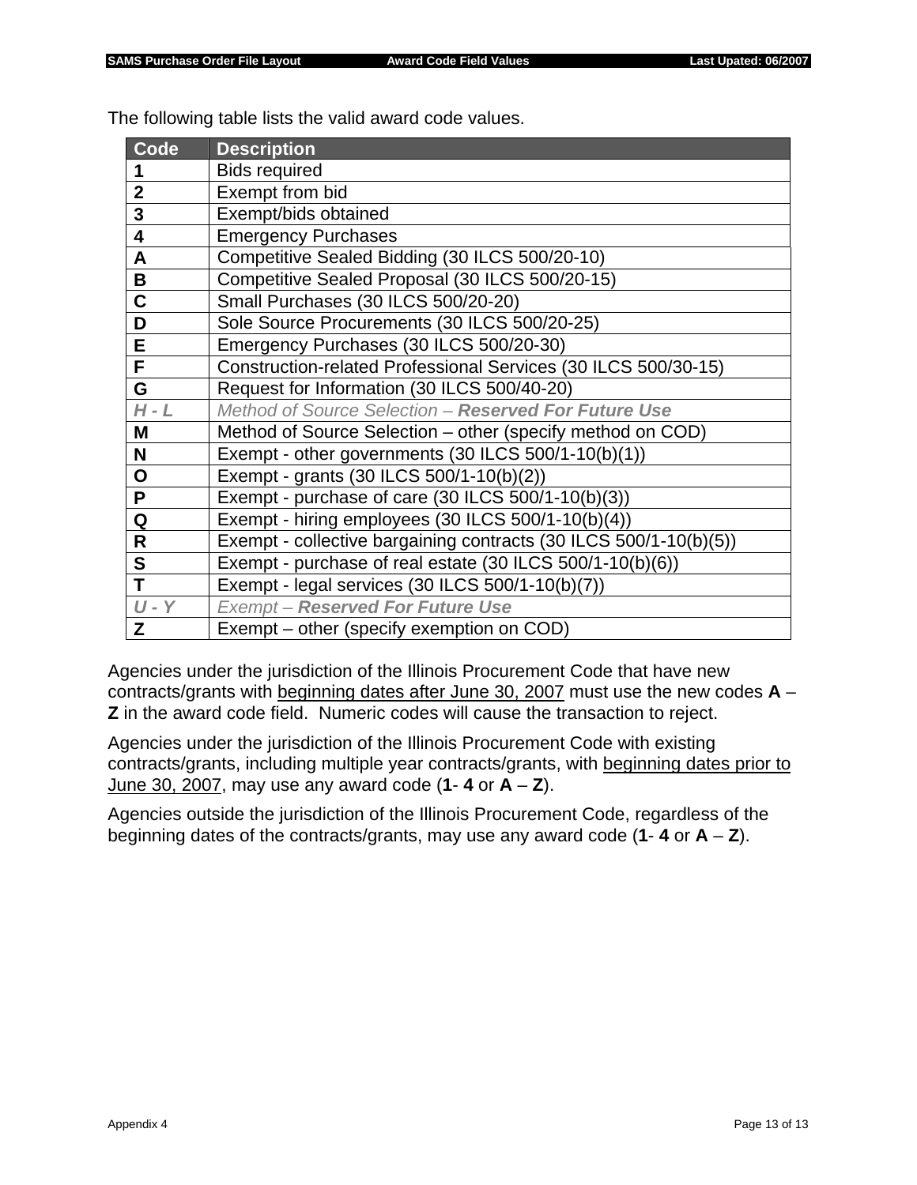The following table lists the valid award code values.

| Code | Description |
|---|---|
| **1** | Bids required |
| **2** | Exempt from bid |
| **3** | Exempt/bids obtained |
| **4** | Emergency Purchases |
| **A** | Competitive Sealed Bidding (30 ILCS 500/20-10) |
| **B** | Competitive Sealed Proposal (30 ILCS 500/20-15) |
| **C** | Small Purchases (30 ILCS 500/20-20) |
| **D** | Sole Source Procurements (30 ILCS 500/20-25) |
| **E** | Emergency Purchases (30 ILCS 500/20-30) |
| **F** | Construction-related Professional Services (30 ILCS 500/30-15) |
| **G** | Request for Information (30 ILCS 500/40-20) |
| ***H - L*** | *Method of Source Selection –* ***Reserved For Future Use*** |
| **M** | Method of Source Selection – other (specify method on COD) |
| **N** | Exempt - other governments (30 ILCS 500/1-10(b)(1)) |
| **O** | Exempt - grants (30 ILCS 500/1-10(b)(2)) |
| **P** | Exempt - purchase of care (30 ILCS 500/1-10(b)(3)) |
| **Q** | Exempt - hiring employees (30 ILCS 500/1-10(b)(4)) |
| **R** | Exempt - collective bargaining contracts (30 ILCS 500/1-10(b)(5)) |
| **S** | Exempt - purchase of real estate (30 ILCS 500/1-10(b)(6)) |
| **T** | Exempt - legal services (30 ILCS 500/1-10(b)(7)) |
| ***U - Y*** | *Exempt –* ***Reserved For Future Use*** |
| **Z** | Exempt – other (specify exemption on COD) |

Agencies under the jurisdiction of the Illinois Procurement Code that have new contracts/grants with beginning dates after June 30, 2007 must use the new codes **A** – **Z** in the award code field. Numeric codes will cause the transaction to reject.

Agencies under the jurisdiction of the Illinois Procurement Code with existing contracts/grants, including multiple year contracts/grants, with beginning dates prior to June 30, 2007, may use any award code (**1**- **4** or **A** – **Z**).

Agencies outside the jurisdiction of the Illinois Procurement Code, regardless of the beginning dates of the contracts/grants, may use any award code (**1**- **4** or **A** – **Z**).